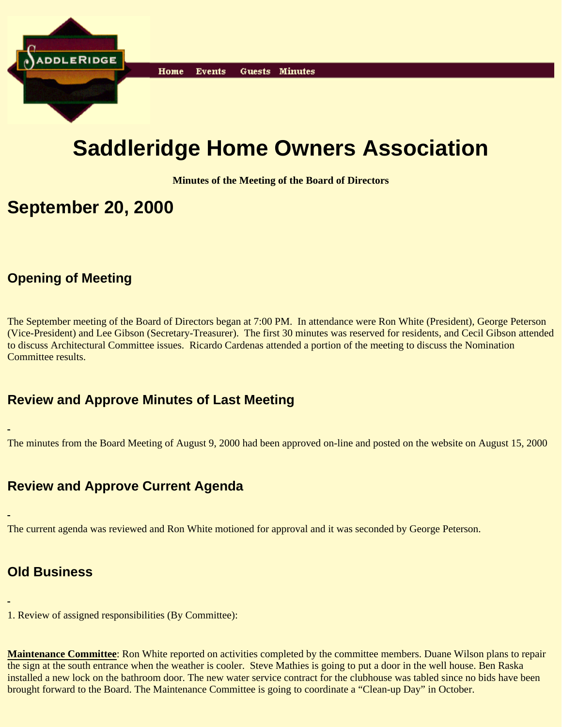Home Events Guests Minutes

# Saddleridge Home Owners Association

**Minutes of the Meeting of the Board of Directors**

## September 20, 2000

### Opening of Meeting

The September meeting of the Board of Directors began at 7:00 PM. In attendance were Ron White (President), George Peterson (Vice-President) and Lee Gibson (Secretary-Treasurer). The first 30 minutes was reserved for residents, and Cecil Gibson attended to discuss Architectural Committee issues. Ricardo Cardenas attended a portion of the meeting to discuss the Nomination Committee results.

### Review and Approve Minutes of Last Meeting

The minutes from the Board Meeting of August 9, 2000 had been approved on-line and posted on the website on August 15, 2000

### Review and Approve Current Agenda

The current agenda was reviewed and Ron White motioned for approval and it was seconded by George Peterson.

### Old Business

1. Review of assigned responsibilities (By Committee):

**Maintenance Committee**: Ron White reported on activities completed by the committee members. Duane Wilson plans to repair the sign at the south entrance when the weather is cooler. Steve Mathies is going to put a door in the well house. Ben Raska installed a new lock on the bathroom door. The new water service contract for the clubhouse was tabled since no bids have been brought forward to the Board. The Maintenance Committee is going to coordinate a "Clean-up Day" in October.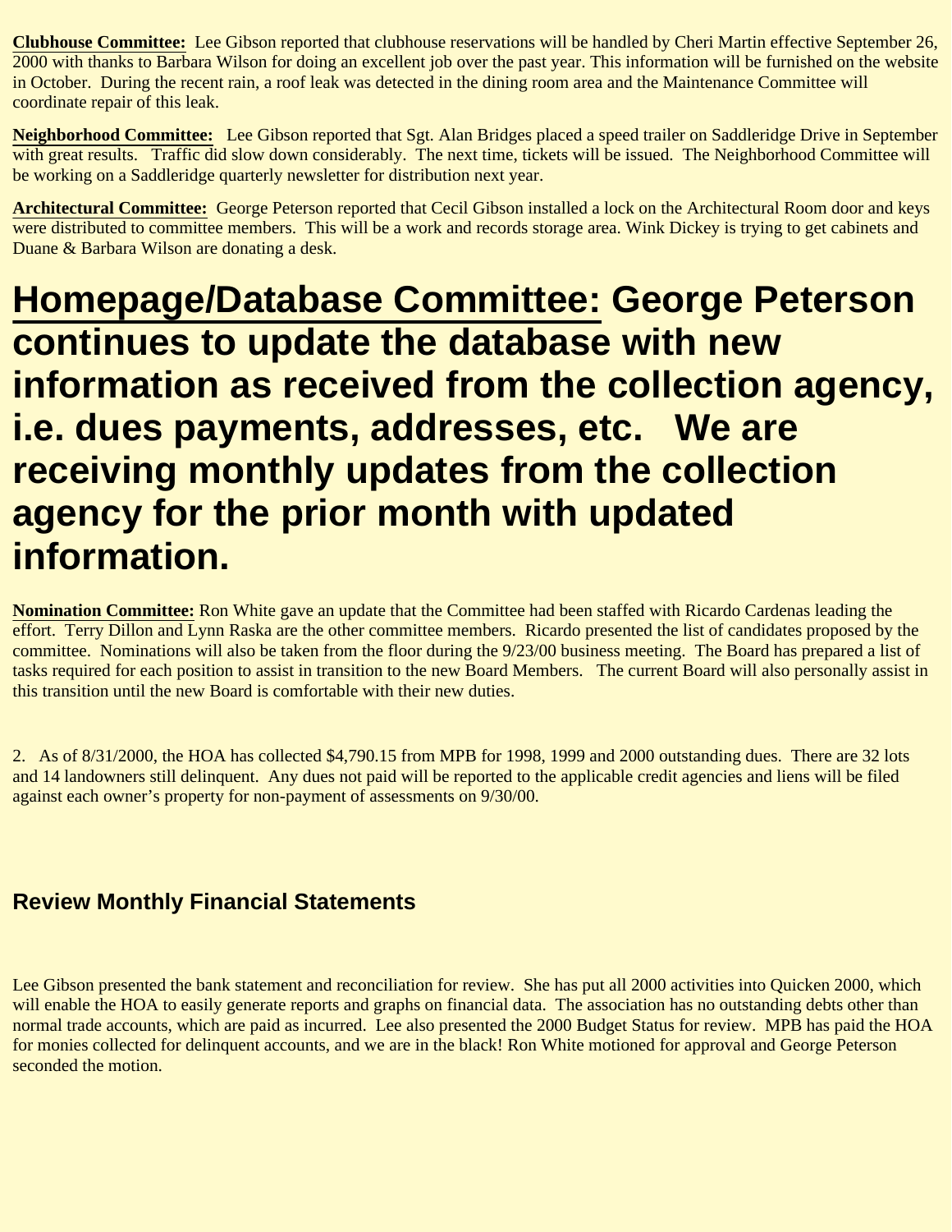**Clubhouse Committee:** Lee Gibson reported that clubhouse reservations will be handled by Cheri Martin effective September 26, 2000 with thanks to Barbara Wilson for doing an excellent job over the past year. This information will be furnished on the website in October. During the recent rain, a roof leak was detected in the dining room area and the Maintenance Committee will coordinate repair of this leak.

**Neighborhood Committee:** Lee Gibson reported that Sgt. Alan Bridges placed a speed trailer on Saddleridge Drive in September with great results. Traffic did slow down considerably. The next time, tickets will be issued. The Neighborhood Committee will be working on a Saddleridge quarterly newsletter for distribution next year.

**Architectural Committee:** George Peterson reported that Cecil Gibson installed a lock on the Architectural Room door and keys were distributed to committee members. This will be a work and records storage area. Wink Dickey is trying to get cabinets and Duane & Barbara Wilson are donating a desk.

**Homepage/Database Committee: George Peterson continues to update the database with new information as received from the collection agency, i.e. dues payments, addresses, etc. We are receiving monthly updates from the collection agency for the prior month with updated information.**

**Nomination Committee:** Ron White gave an update that the Committee had been staffed with Ricardo Cardenas leading the effort. Terry Dillon and Lynn Raska are the other committee members. Ricardo presented the list of candidates proposed by the committee. Nominations will also be taken from the floor during the 9/23/00 business meeting. The Board has prepared a list of tasks required for each position to assist in transition to the new Board Members. The current Board will also personally assist in this transition until the new Board is comfortable with their new duties.

2. As of 8/31/2000, the HOA has collected $4,790.15 from MPB for 1998, 1999 and 2000 outstanding dues. There are 32 lots and 14 landowners still delinquent. Any dues not paid will be reported to the applicable credit agencies and liens will be filed against each owner's property for non-payment of assessments on 9/30/00.

### Review Monthly Financial Statements

Lee Gibson presented the bank statement and reconciliation for review. She has put all 2000 activities into Quicken 2000, which will enable the HOA to easily generate reports and graphs on financial data. The association has no outstanding debts other than normal trade accounts, which are paid as incurred. Lee also presented the 2000 Budget Status for review. MPB has paid the HOA for monies collected for delinquent accounts, and we are in the black! Ron White motioned for approval and George Peterson seconded the motion.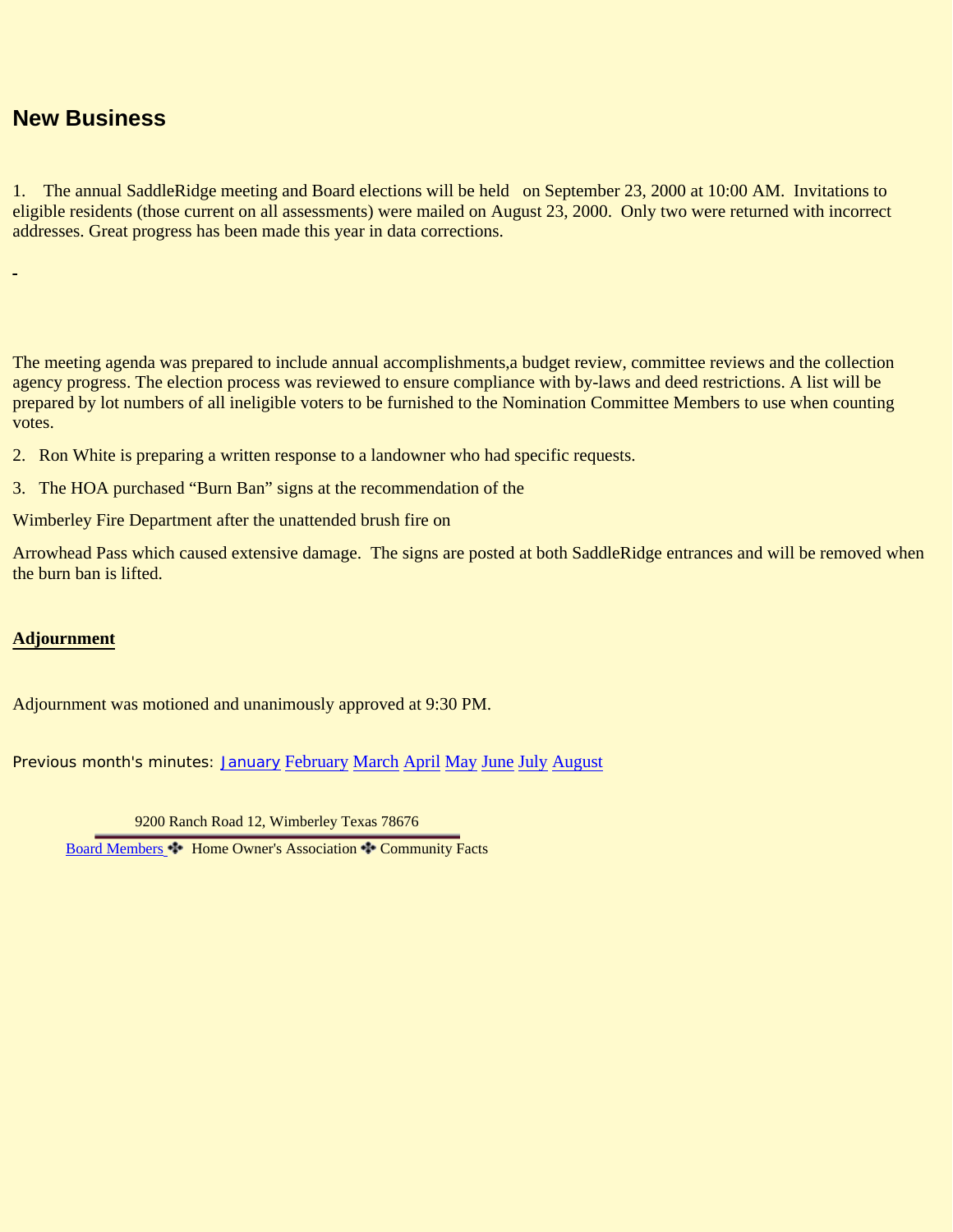## New Business

1. The annual SaddleRidge meeting and Board elections will be held on September 23, 2000 at 10:00 AM. Invitations to eligible residents (those current on all assessments) were mailed on August 23, 2000. Only two were returned with incorrect addresses. Great progress has been made this year in data corrections.

The meeting agenda was prepared to include annual accomplishments,a budget review, committee reviews and the collection agency progress. The election process was reviewed to ensure compliance with by-laws and deed restrictions. A list will be prepared by lot numbers of all ineligible voters to be furnished to the Nomination Committee Members to use when counting votes.

2. Ron White is preparing a written response to a landowner who had specific requests.

3. The HOA purchased "Burn Ban" signs at the recommendation of the

Wimberley Fire Department after the unattended brush fire on

Arrowhead Pass which caused extensive damage. The signs are posted at both SaddleRidge entrances and will be removed when the burn ban is lifted.

**Adjournment**

Adjournment was motioned and unanimously approved at 9:30 PM.

Previous month's minutes: January February March April May June July August

9200 Ranch Road 12, Wimberley Texas 78676

Board Members ✣ Home Owner's Association ✣ Community Facts